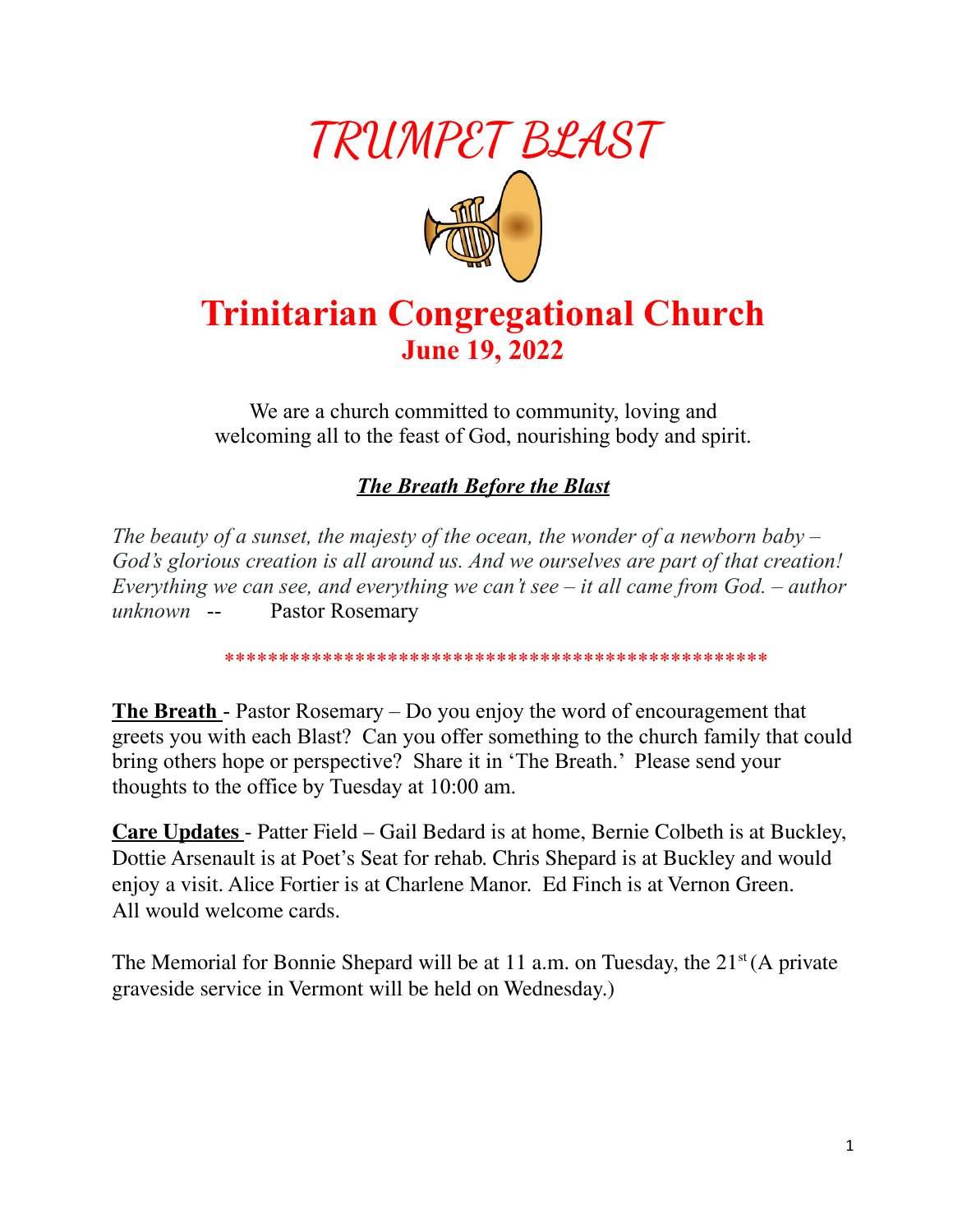# *TRUMPET BLAST*

# Trinitarian Congregational Church

## June 19, 2022

We are a church committed to community, loving and welcoming all to the feast of God, nourishing body and spirit.

### ***The Breath Before the Blast***

*The beauty of a sunset, the majesty of the ocean, the wonder of a newborn baby – God's glorious creation is all around us. And we ourselves are part of that creation! Everything we can see, and everything we can't see – it all came from God. – author unknown* -- Pastor Rosemary

\*\*\*\*\*\*\*\*\*\*\*\*\*\*\*\*\*\*\*\*\*\*\*\*\*\*\*\*\*\*\*\*\*\*\*\*\*\*\*\*\*\*\*\*\*\*\*\*\*\*\*\*\*

**The Breath** - Pastor Rosemary – Do you enjoy the word of encouragement that greets you with each Blast? Can you offer something to the church family that could bring others hope or perspective? Share it in 'The Breath.' Please send your thoughts to the office by Tuesday at 10:00 am.

**Care Updates** - Patter Field – Gail Bedard is at home, Bernie Colbeth is at Buckley, Dottie Arsenault is at Poet's Seat for rehab. Chris Shepard is at Buckley and would enjoy a visit. Alice Fortier is at Charlene Manor. Ed Finch is at Vernon Green. All would welcome cards.

The Memorial for Bonnie Shepard will be at 11 a.m. on Tuesday, the 21st (A private graveside service in Vermont will be held on Wednesday.)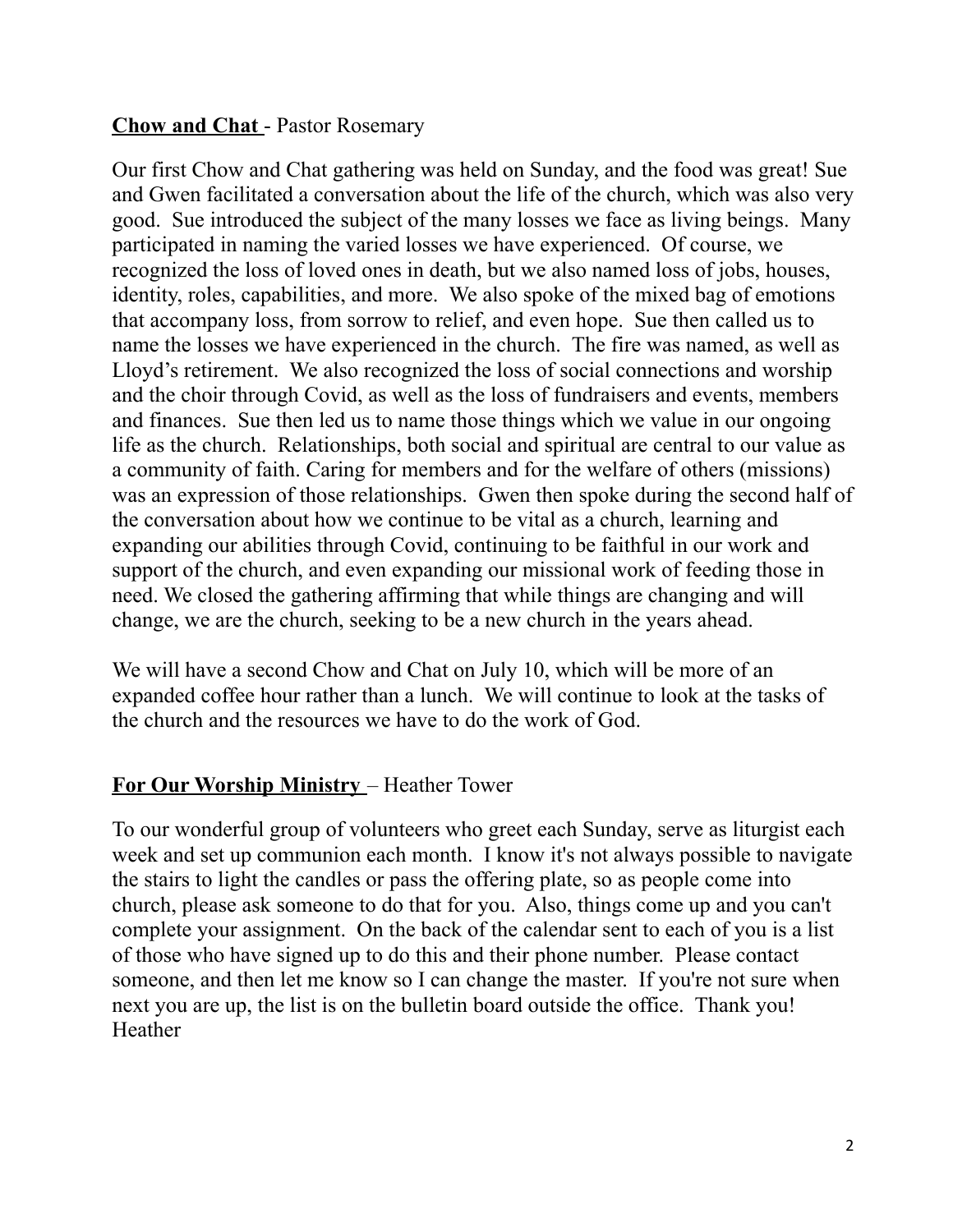**Chow and Chat** - Pastor Rosemary

Our first Chow and Chat gathering was held on Sunday, and the food was great! Sue and Gwen facilitated a conversation about the life of the church, which was also very good. Sue introduced the subject of the many losses we face as living beings. Many participated in naming the varied losses we have experienced. Of course, we recognized the loss of loved ones in death, but we also named loss of jobs, houses, identity, roles, capabilities, and more. We also spoke of the mixed bag of emotions that accompany loss, from sorrow to relief, and even hope. Sue then called us to name the losses we have experienced in the church. The fire was named, as well as Lloyd's retirement. We also recognized the loss of social connections and worship and the choir through Covid, as well as the loss of fundraisers and events, members and finances. Sue then led us to name those things which we value in our ongoing life as the church. Relationships, both social and spiritual are central to our value as a community of faith. Caring for members and for the welfare of others (missions) was an expression of those relationships. Gwen then spoke during the second half of the conversation about how we continue to be vital as a church, learning and expanding our abilities through Covid, continuing to be faithful in our work and support of the church, and even expanding our missional work of feeding those in need. We closed the gathering affirming that while things are changing and will change, we are the church, seeking to be a new church in the years ahead.

We will have a second Chow and Chat on July 10, which will be more of an expanded coffee hour rather than a lunch. We will continue to look at the tasks of the church and the resources we have to do the work of God.

**For Our Worship Ministry** – Heather Tower

To our wonderful group of volunteers who greet each Sunday, serve as liturgist each week and set up communion each month. I know it's not always possible to navigate the stairs to light the candles or pass the offering plate, so as people come into church, please ask someone to do that for you. Also, things come up and you can't complete your assignment. On the back of the calendar sent to each of you is a list of those who have signed up to do this and their phone number. Please contact someone, and then let me know so I can change the master. If you're not sure when next you are up, the list is on the bulletin board outside the office. Thank you!
Heather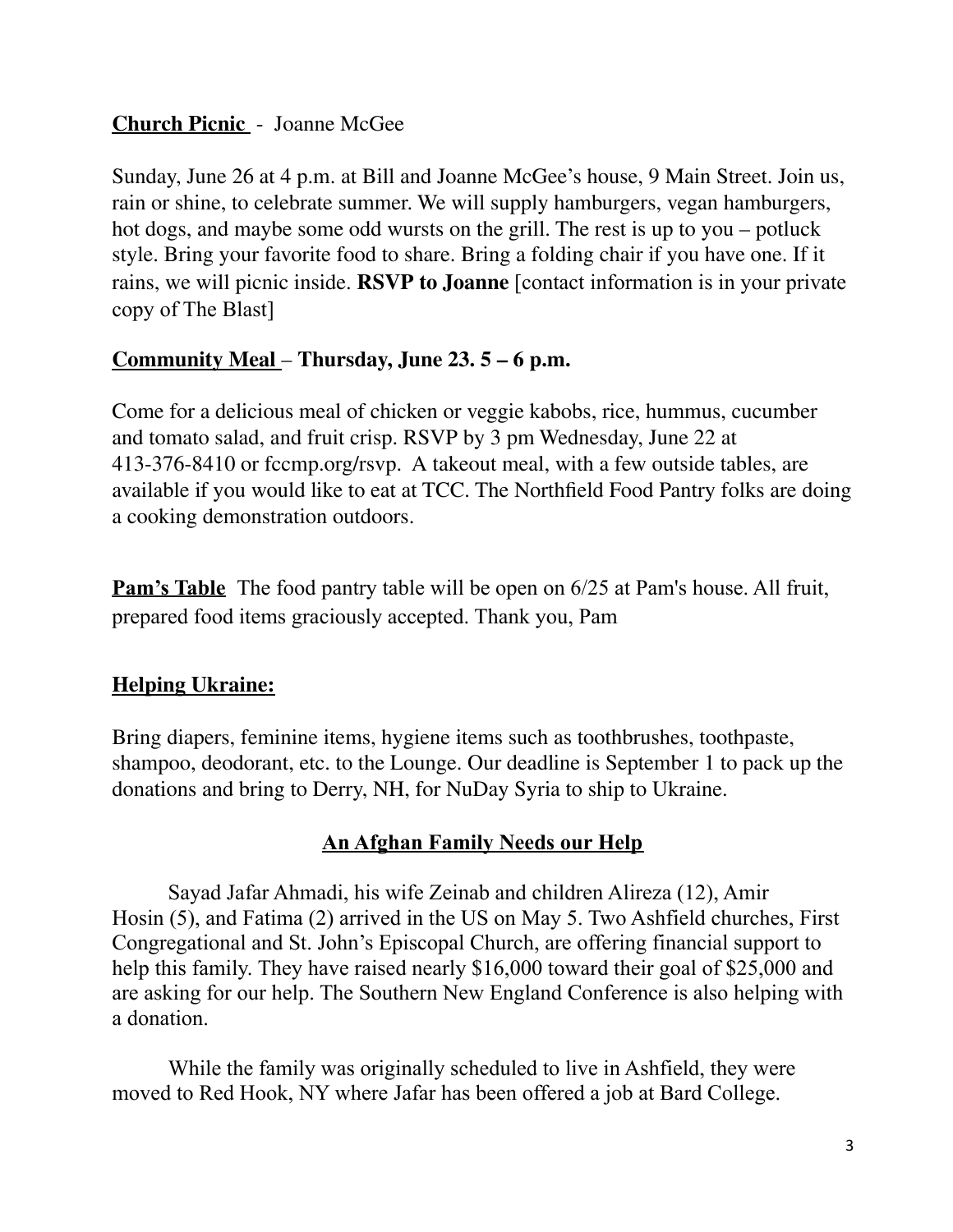**<u>Church Picnic</u>** - Joanne McGee

Sunday, June 26 at 4 p.m. at Bill and Joanne McGee's house, 9 Main Street. Join us, rain or shine, to celebrate summer. We will supply hamburgers, vegan hamburgers, hot dogs, and maybe some odd wursts on the grill. The rest is up to you – potluck style. Bring your favorite food to share. Bring a folding chair if you have one. If it rains, we will picnic inside. **RSVP to Joanne** [contact information is in your private copy of The Blast]

**<u>Community Meal</u> – Thursday, June 23. 5 – 6 p.m.**

Come for a delicious meal of chicken or veggie kabobs, rice, hummus, cucumber and tomato salad, and fruit crisp. RSVP by 3 pm Wednesday, June 22 at 413-376-8410 or fccmp.org/rsvp. A takeout meal, with a few outside tables, are available if you would like to eat at TCC. The Northfield Food Pantry folks are doing a cooking demonstration outdoors.

**<u>Pam's Table</u>** The food pantry table will be open on 6/25 at Pam's house. All fruit, prepared food items graciously accepted. Thank you, Pam

**<u>Helping Ukraine:</u>**

Bring diapers, feminine items, hygiene items such as toothbrushes, toothpaste, shampoo, deodorant, etc. to the Lounge. Our deadline is September 1 to pack up the donations and bring to Derry, NH, for NuDay Syria to ship to Ukraine.

**<u>An Afghan Family Needs our Help</u>**

Sayad Jafar Ahmadi, his wife Zeinab and children Alireza (12), Amir Hosin (5), and Fatima (2) arrived in the US on May 5. Two Ashfield churches, First Congregational and St. John's Episcopal Church, are offering financial support to help this family. They have raised nearly $16,000 toward their goal of $25,000 and are asking for our help. The Southern New England Conference is also helping with a donation.

While the family was originally scheduled to live in Ashfield, they were moved to Red Hook, NY where Jafar has been offered a job at Bard College.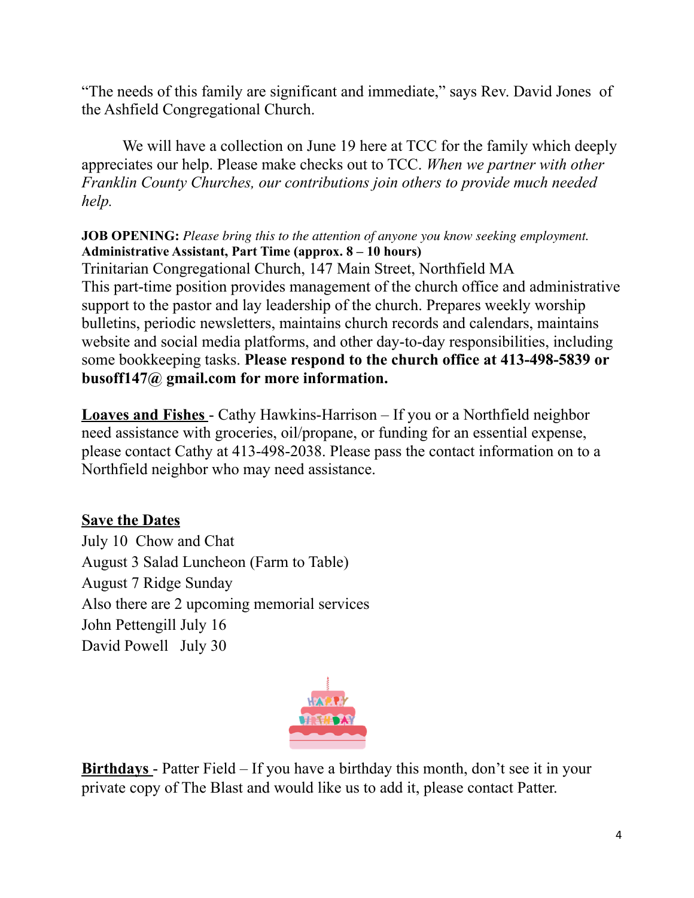"The needs of this family are significant and immediate," says Rev. David Jones of the Ashfield Congregational Church.

We will have a collection on June 19 here at TCC for the family which deeply appreciates our help. Please make checks out to TCC. *When we partner with other Franklin County Churches, our contributions join others to provide much needed help.*

**JOB OPENING:** *Please bring this to the attention of anyone you know seeking employment.*
**Administrative Assistant, Part Time (approx. 8 – 10 hours)**
Trinitarian Congregational Church, 147 Main Street, Northfield MA
This part-time position provides management of the church office and administrative support to the pastor and lay leadership of the church. Prepares weekly worship bulletins, periodic newsletters, maintains church records and calendars, maintains website and social media platforms, and other day-to-day responsibilities, including some bookkeeping tasks. **Please respond to the church office at 413-498-5839 or busoff147@ gmail.com for more information.**

**Loaves and Fishes** - Cathy Hawkins-Harrison – If you or a Northfield neighbor need assistance with groceries, oil/propane, or funding for an essential expense, please contact Cathy at 413-498-2038. Please pass the contact information on to a Northfield neighbor who may need assistance.

**Save the Dates**
July 10 Chow and Chat
August 3 Salad Luncheon (Farm to Table)
August 7 Ridge Sunday
Also there are 2 upcoming memorial services
John Pettengill July 16
David Powell July 30

**Birthdays** - Patter Field – If you have a birthday this month, don't see it in your private copy of The Blast and would like us to add it, please contact Patter.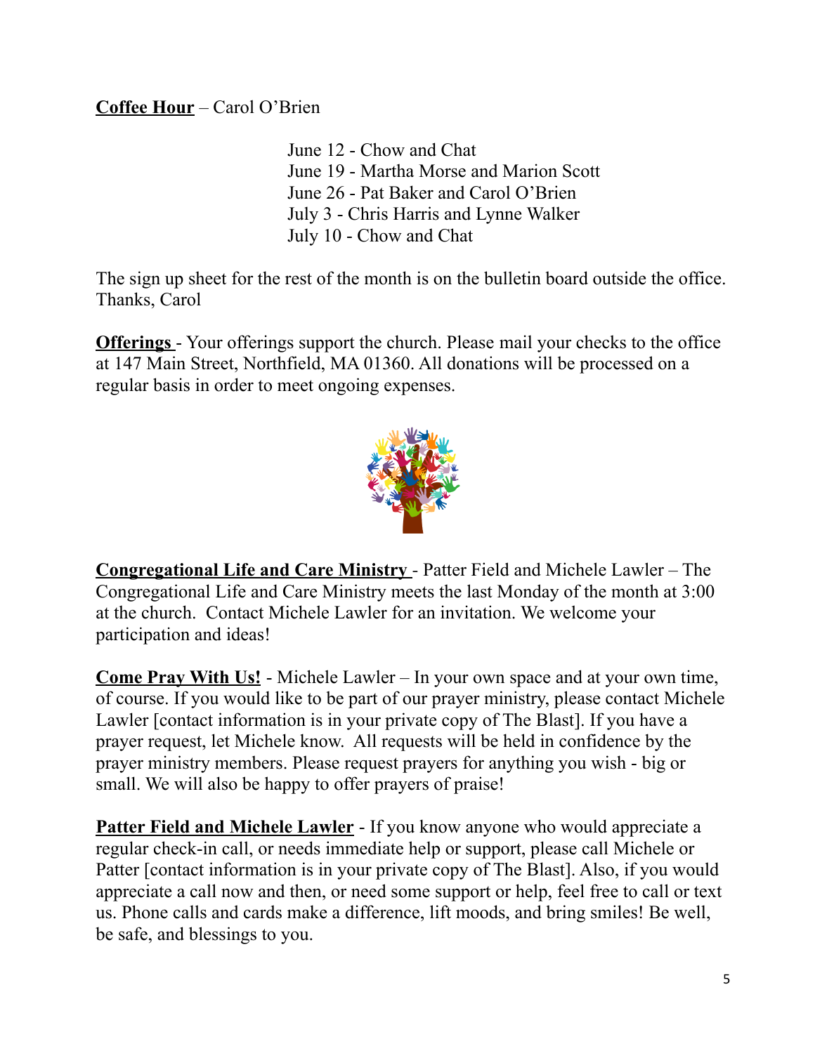**Coffee Hour** – Carol O'Brien

June 12 - Chow and Chat
June 19 - Martha Morse and Marion Scott
June 26 - Pat Baker and Carol O'Brien
July 3 - Chris Harris and Lynne Walker
July 10 - Chow and Chat

The sign up sheet for the rest of the month is on the bulletin board outside the office. Thanks, Carol

**Offerings** - Your offerings support the church. Please mail your checks to the office at 147 Main Street, Northfield, MA 01360. All donations will be processed on a regular basis in order to meet ongoing expenses.

**Congregational Life and Care Ministry** - Patter Field and Michele Lawler – The Congregational Life and Care Ministry meets the last Monday of the month at 3:00 at the church. Contact Michele Lawler for an invitation. We welcome your participation and ideas!

**Come Pray With Us!** - Michele Lawler – In your own space and at your own time, of course. If you would like to be part of our prayer ministry, please contact Michele Lawler [contact information is in your private copy of The Blast]. If you have a prayer request, let Michele know. All requests will be held in confidence by the prayer ministry members. Please request prayers for anything you wish - big or small. We will also be happy to offer prayers of praise!

**Patter Field and Michele Lawler** - If you know anyone who would appreciate a regular check-in call, or needs immediate help or support, please call Michele or Patter [contact information is in your private copy of The Blast]. Also, if you would appreciate a call now and then, or need some support or help, feel free to call or text us. Phone calls and cards make a difference, lift moods, and bring smiles! Be well, be safe, and blessings to you.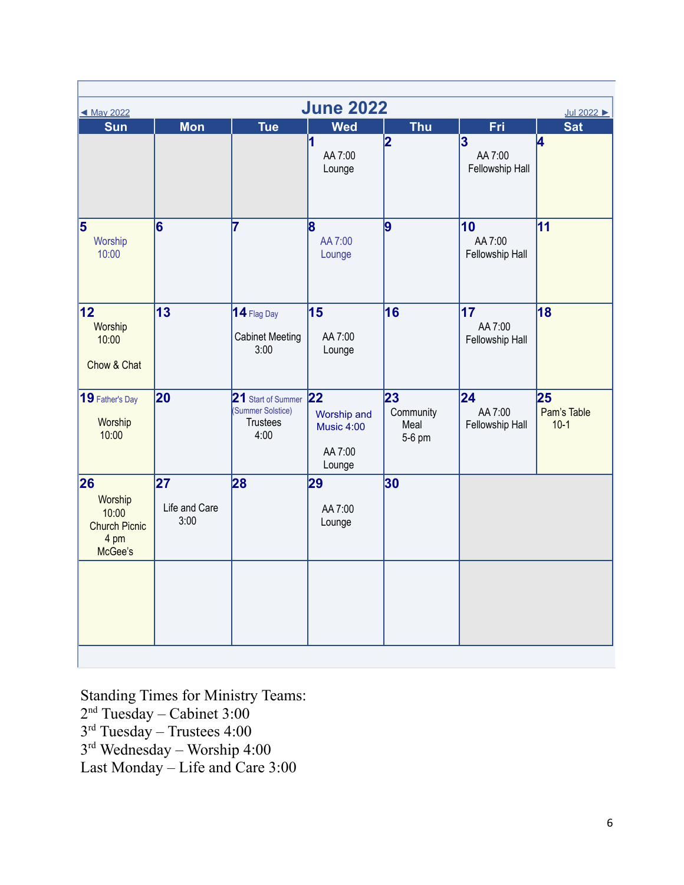◄ May 2022 | **June 2022** | Jul 2022 ►

| Sun | Mon | Tue | Wed | Thu | Fri | Sat |
|---|---|---|---|---|---|---|
| | | | **1** AA 7:00 Lounge | **2** | **3** AA 7:00 Fellowship Hall | **4** |
| **5** Worship 10:00 | **6** | **7** | **8** AA 7:00 Lounge | **9** | **10** AA 7:00 Fellowship Hall | **11** |
| **12** Worship 10:00 Chow & Chat | **13** | **14** Flag Day Cabinet Meeting 3:00 | **15** AA 7:00 Lounge | **16** | **17** AA 7:00 Fellowship Hall | **18** |
| **19** Father's Day Worship 10:00 | **20** | **21** Start of Summer (Summer Solstice) Trustees 4:00 | **22** Worship and Music 4:00 AA 7:00 Lounge | **23** Community Meal 5-6 pm | **24** AA 7:00 Fellowship Hall | **25** Pam's Table 10-1 |
| **26** Worship 10:00 Church Picnic 4 pm McGee's | **27** Life and Care 3:00 | **28** | **29** AA 7:00 Lounge | **30** | | |
| | | | | | | |

Standing Times for Ministry Teams:
2nd Tuesday – Cabinet 3:00
3rd Tuesday – Trustees 4:00
3rd Wednesday – Worship 4:00
Last Monday – Life and Care 3:00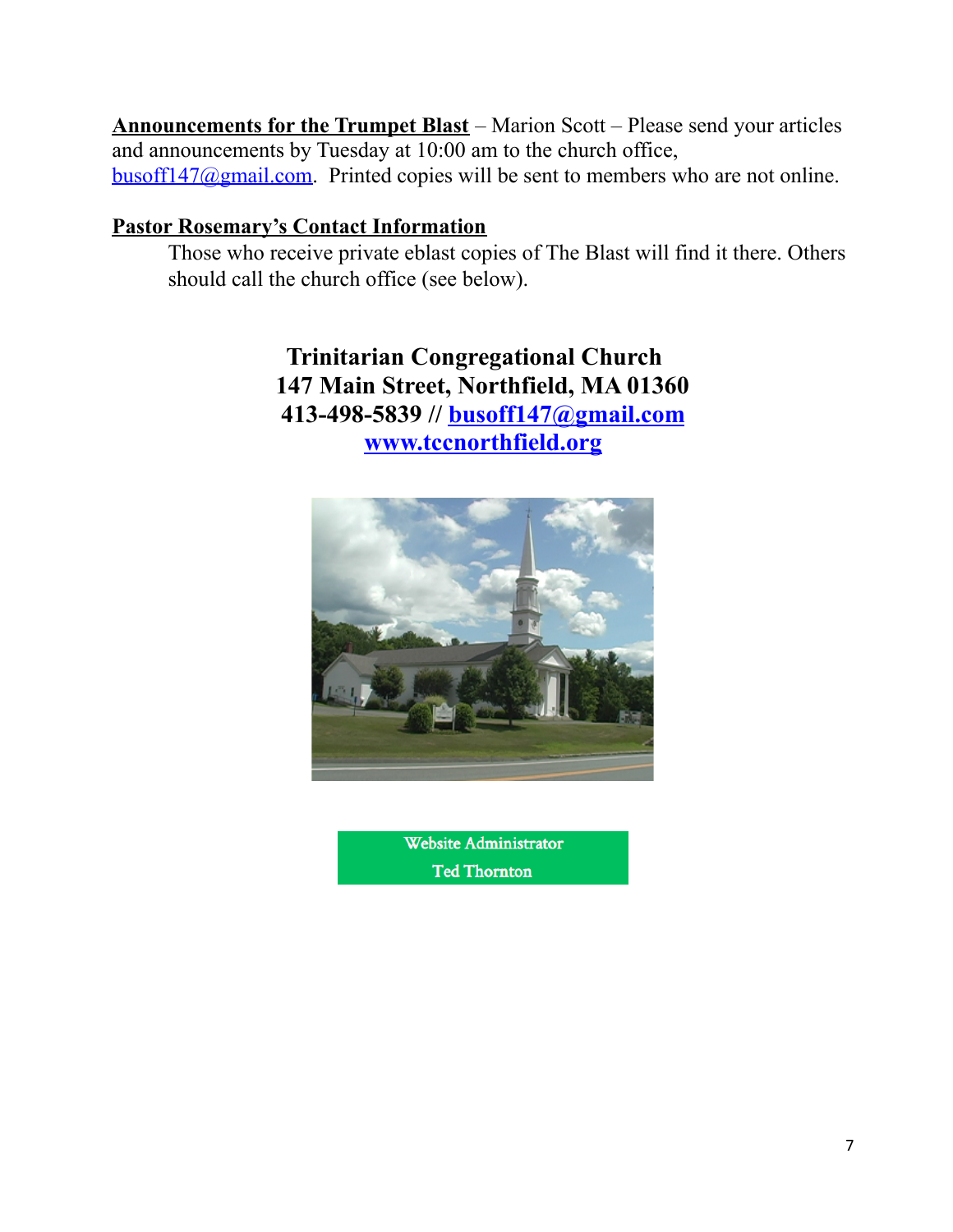**Announcements for the Trumpet Blast** – Marion Scott – Please send your articles and announcements by Tuesday at 10:00 am to the church office, busoff147@gmail.com. Printed copies will be sent to members who are not online.

**Pastor Rosemary's Contact Information**

Those who receive private eblast copies of The Blast will find it there. Others should call the church office (see below).

**Trinitarian Congregational Church**
**147 Main Street, Northfield, MA 01360**
**413-498-5839 // busoff147@gmail.com**
**www.tccnorthfield.org**

Website Administrator
Ted Thornton